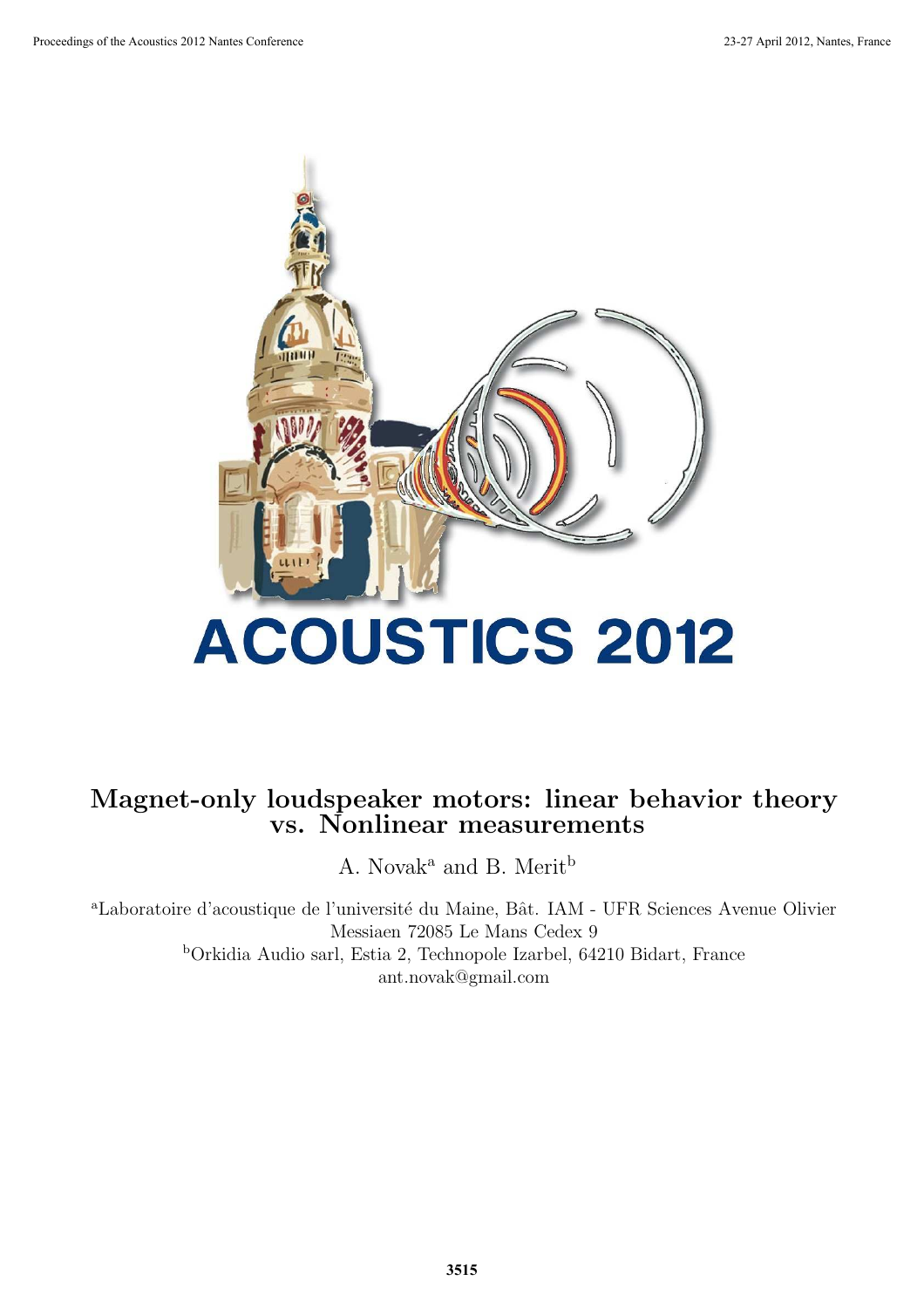# Magnet-only loudspeaker motors: linear behavior theory vs. Nonlinear measurements

A. Novak[a] and B. Merit[b]

[a]Laboratoire d'acoustique de l'université du Maine, Bât. IAM - UFR Sciences Avenue Olivier Messiaen 72085 Le Mans Cedex 9

[b]Orkidia Audio sarl, Estia 2, Technopole Izarbel, 64210 Bidart, France

ant.novak@gmail.com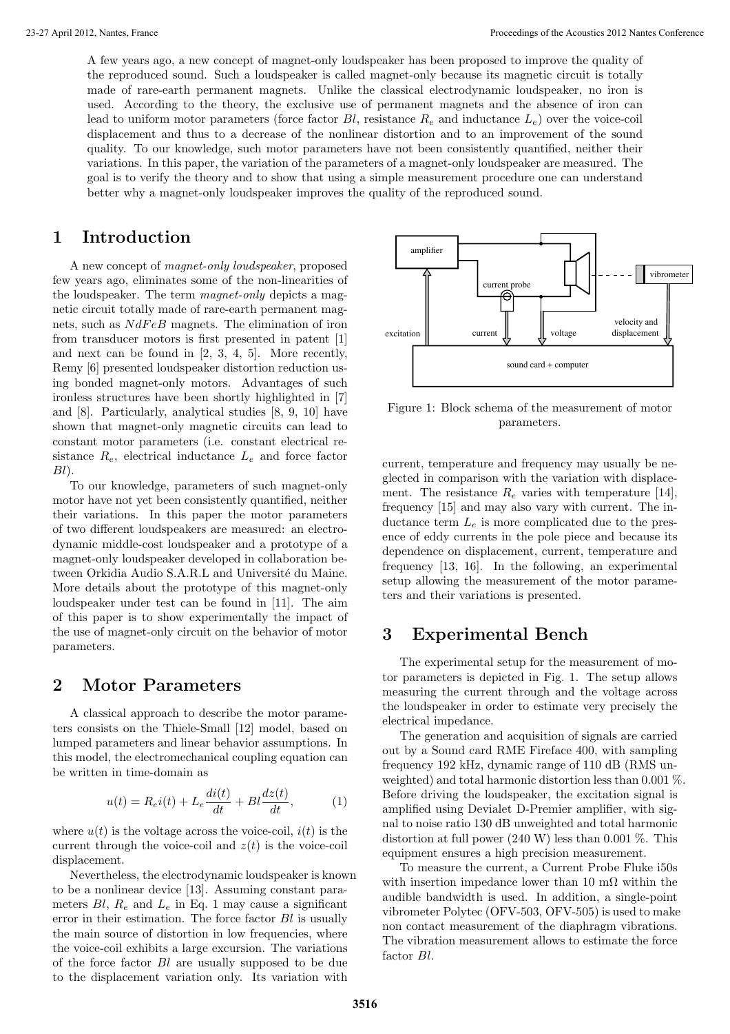A few years ago, a new concept of magnet-only loudspeaker has been proposed to improve the quality of the reproduced sound. Such a loudspeaker is called magnet-only because its magnetic circuit is totally made of rare-earth permanent magnets. Unlike the classical electrodynamic loudspeaker, no iron is used. According to the theory, the exclusive use of permanent magnets and the absence of iron can lead to uniform motor parameters (force factor $Bl$, resistance $R_e$ and inductance $L_e$) over the voice-coil displacement and thus to a decrease of the nonlinear distortion and to an improvement of the sound quality. To our knowledge, such motor parameters have not been consistently quantified, neither their variations. In this paper, the variation of the parameters of a magnet-only loudspeaker are measured. The goal is to verify the theory and to show that using a simple measurement procedure one can understand better why a magnet-only loudspeaker improves the quality of the reproduced sound.

# 1 Introduction

A new concept of *magnet-only loudspeaker*, proposed few years ago, eliminates some of the non-linearities of the loudspeaker. The term *magnet-only* depicts a magnetic circuit totally made of rare-earth permanent magnets, such as $NdFeB$ magnets. The elimination of iron from transducer motors is first presented in patent [1] and next can be found in [2, 3, 4, 5]. More recently, Remy [6] presented loudspeaker distortion reduction using bonded magnet-only motors. Advantages of such ironless structures have been shortly highlighted in [7] and [8]. Particularly, analytical studies [8, 9, 10] have shown that magnet-only magnetic circuits can lead to constant motor parameters (i.e. constant electrical resistance $R_e$, electrical inductance $L_e$ and force factor $Bl$).

To our knowledge, parameters of such magnet-only motor have not yet been consistently quantified, neither their variations. In this paper the motor parameters of two different loudspeakers are measured: an electrodynamic middle-cost loudspeaker and a prototype of a magnet-only loudspeaker developed in collaboration between Orkidia Audio S.A.R.L and Université du Maine. More details about the prototype of this magnet-only loudspeaker under test can be found in [11]. The aim of this paper is to show experimentally the impact of the use of magnet-only circuit on the behavior of motor parameters.

# 2 Motor Parameters

A classical approach to describe the motor parameters consists on the Thiele-Small [12] model, based on lumped parameters and linear behavior assumptions. In this model, the electromechanical coupling equation can be written in time-domain as

$$u(t) = R_e i(t) + L_e \frac{di(t)}{dt} + Bl \frac{dz(t)}{dt}, \qquad (1)$$

where $u(t)$ is the voltage across the voice-coil, $i(t)$ is the current through the voice-coil and $z(t)$ is the voice-coil displacement.

Nevertheless, the electrodynamic loudspeaker is known to be a nonlinear device [13]. Assuming constant parameters $Bl$, $R_e$ and $L_e$ in Eq. 1 may cause a significant error in their estimation. The force factor $Bl$ is usually the main source of distortion in low frequencies, where the voice-coil exhibits a large excursion. The variations of the force factor $Bl$ are usually supposed to be due to the displacement variation only. Its variation with current, temperature and frequency may usually be neglected in comparison with the variation with displacement. The resistance $R_e$ varies with temperature [14], frequency [15] and may also vary with current. The inductance term $L_e$ is more complicated due to the presence of eddy currents in the pole piece and because its dependence on displacement, current, temperature and frequency [13, 16]. In the following, an experimental setup allowing the measurement of the motor parameters and their variations is presented.

Figure 1: Block schema of the measurement of motor parameters.

# 3 Experimental Bench

The experimental setup for the measurement of motor parameters is depicted in Fig. 1. The setup allows measuring the current through and the voltage across the loudspeaker in order to estimate very precisely the electrical impedance.

The generation and acquisition of signals are carried out by a Sound card RME Fireface 400, with sampling frequency 192 kHz, dynamic range of 110 dB (RMS unweighted) and total harmonic distortion less than 0.001 %. Before driving the loudspeaker, the excitation signal is amplified using Devialet D-Premier amplifier, with signal to noise ratio 130 dB unweighted and total harmonic distortion at full power (240 W) less than 0.001 %. This equipment ensures a high precision measurement.

To measure the current, a Current Probe Fluke i50s with insertion impedance lower than 10 mΩ within the audible bandwidth is used. In addition, a single-point vibrometer Polytec (OFV-503, OFV-505) is used to make non contact measurement of the diaphragm vibrations. The vibration measurement allows to estimate the force factor $Bl$.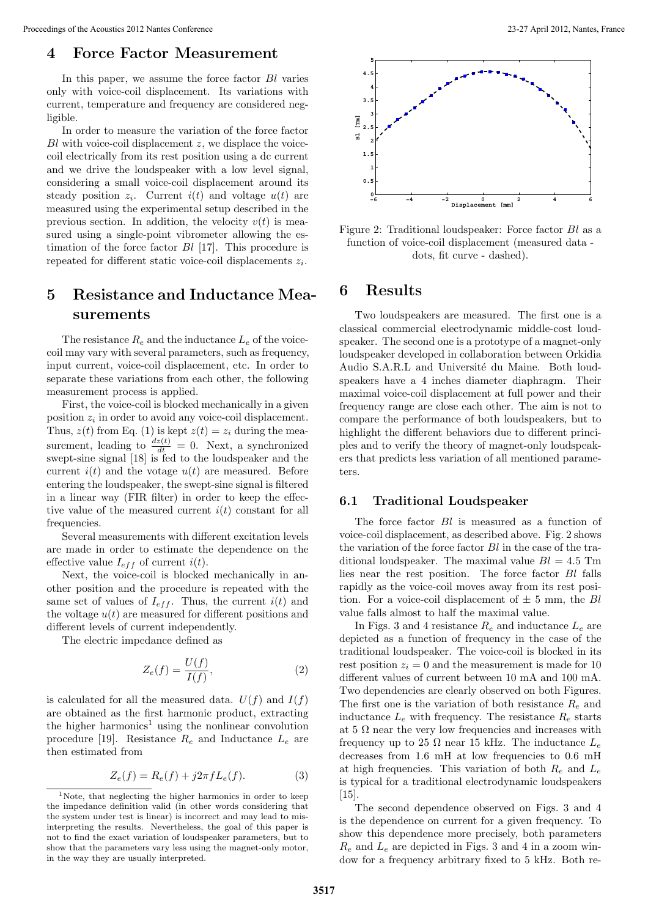## 4 Force Factor Measurement

In this paper, we assume the force factor $Bl$ varies only with voice-coil displacement. Its variations with current, temperature and frequency are considered negligible.

In order to measure the variation of the force factor $Bl$ with voice-coil displacement $z$, we displace the voice-coil electrically from its rest position using a dc current and we drive the loudspeaker with a low level signal, considering a small voice-coil displacement around its steady position $z_i$. Current $i(t)$ and voltage $u(t)$ are measured using the experimental setup described in the previous section. In addition, the velocity $v(t)$ is measured using a single-point vibrometer allowing the estimation of the force factor $Bl$ [17]. This procedure is repeated for different static voice-coil displacements $z_i$.

## 5 Resistance and Inductance Measurements

The resistance $R_e$ and the inductance $L_e$ of the voice-coil may vary with several parameters, such as frequency, input current, voice-coil displacement, etc. In order to separate these variations from each other, the following measurement process is applied.

First, the voice-coil is blocked mechanically in a given position $z_i$ in order to avoid any voice-coil displacement. Thus, $z(t)$ from Eq. (1) is kept $z(t) = z_i$ during the measurement, leading to $\frac{dz(t)}{dt} = 0$. Next, a synchronized swept-sine signal [18] is fed to the loudspeaker and the current $i(t)$ and the votage $u(t)$ are measured. Before entering the loudspeaker, the swept-sine signal is filtered in a linear way (FIR filter) in order to keep the effective value of the measured current $i(t)$ constant for all frequencies.

Several measurements with different excitation levels are made in order to estimate the dependence on the effective value $I_{eff}$ of current $i(t)$.

Next, the voice-coil is blocked mechanically in another position and the procedure is repeated with the same set of values of $I_{eff}$. Thus, the current $i(t)$ and the voltage $u(t)$ are measured for different positions and different levels of current independently.

The electric impedance defined as

$$Z_e(f) = \frac{U(f)}{I(f)}, \tag{2}$$

is calculated for all the measured data. $U(f)$ and $I(f)$ are obtained as the first harmonic product, extracting the higher harmonics[1] using the nonlinear convolution procedure [19]. Resistance $R_e$ and Inductance $L_e$ are then estimated from

$$Z_e(f) = R_e(f) + j2\pi f L_e(f). \tag{3}$$

[1] Note, that neglecting the higher harmonics in order to keep the impedance definition valid (in other words considering that the system under test is linear) is incorrect and may lead to misinterpreting the results. Nevertheless, the goal of this paper is not to find the exact variation of loudspeaker parameters, but to show that the parameters vary less using the magnet-only motor, in the way they are usually interpreted.

Figure 2: Traditional loudspeaker: Force factor $Bl$ as a function of voice-coil displacement (measured data - dots, fit curve - dashed).

## 6 Results

Two loudspeakers are measured. The first one is a classical commercial electrodynamic middle-cost loudspeaker. The second one is a prototype of a magnet-only loudspeaker developed in collaboration between Orkidia Audio S.A.R.L and Université du Maine. Both loudspeakers have a 4 inches diameter diaphragm. Their maximal voice-coil displacement at full power and their frequency range are close each other. The aim is not to compare the performance of both loudspeakers, but to highlight the different behaviors due to different principles and to verify the theory of magnet-only loudspeakers that predicts less variation of all mentioned parameters.

### 6.1 Traditional Loudspeaker

The force factor $Bl$ is measured as a function of voice-coil displacement, as described above. Fig. 2 shows the variation of the force factor $Bl$ in the case of the traditional loudspeaker. The maximal value $Bl = 4.5$ Tm lies near the rest position. The force factor $Bl$ falls rapidly as the voice-coil moves away from its rest position. For a voice-coil displacement of ± 5 mm, the $Bl$ value falls almost to half the maximal value.

In Figs. 3 and 4 resistance $R_e$ and inductance $L_e$ are depicted as a function of frequency in the case of the traditional loudspeaker. The voice-coil is blocked in its rest position $z_i = 0$ and the measurement is made for 10 different values of current between 10 mA and 100 mA. Two dependencies are clearly observed on both Figures. The first one is the variation of both resistance $R_e$ and inductance $L_e$ with frequency. The resistance $R_e$ starts at 5 Ω near the very low frequencies and increases with frequency up to 25 Ω near 15 kHz. The inductance $L_e$ decreases from 1.6 mH at low frequencies to 0.6 mH at high frequencies. This variation of both $R_e$ and $L_e$ is typical for a traditional electrodynamic loudspeakers [15].

The second dependence observed on Figs. 3 and 4 is the dependence on current for a given frequency. To show this dependence more precisely, both parameters $R_e$ and $L_e$ are depicted in Figs. 3 and 4 in a zoom window for a frequency arbitrary fixed to 5 kHz. Both re-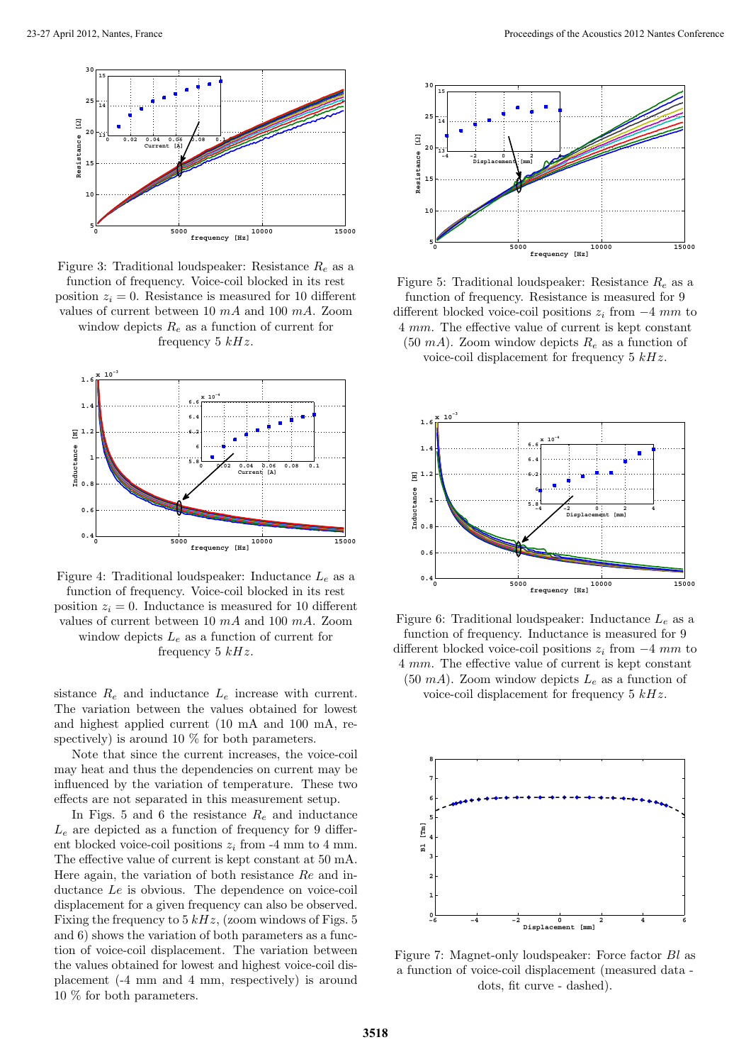Figure 3: Traditional loudspeaker: Resistance $R_e$ as a function of frequency. Voice-coil blocked in its rest position $z_i = 0$. Resistance is measured for 10 different values of current between 10 $mA$ and 100 $mA$. Zoom window depicts $R_e$ as a function of current for frequency 5 $kHz$.

Figure 4: Traditional loudspeaker: Inductance $L_e$ as a function of frequency. Voice-coil blocked in its rest position $z_i = 0$. Inductance is measured for 10 different values of current between 10 $mA$ and 100 $mA$. Zoom window depicts $L_e$ as a function of current for frequency 5 $kHz$.

sistance $R_e$ and inductance $L_e$ increase with current. The variation between the values obtained for lowest and highest applied current (10 mA and 100 mA, respectively) is around 10 % for both parameters.

Note that since the current increases, the voice-coil may heat and thus the dependencies on current may be influenced by the variation of temperature. These two effects are not separated in this measurement setup.

In Figs. 5 and 6 the resistance $R_e$ and inductance $L_e$ are depicted as a function of frequency for 9 different blocked voice-coil positions $z_i$ from -4 mm to 4 mm. The effective value of current is kept constant at 50 mA. Here again, the variation of both resistance $Re$ and inductance $Le$ is obvious. The dependence on voice-coil displacement for a given frequency can also be observed. Fixing the frequency to 5 $kHz$, (zoom windows of Figs. 5 and 6) shows the variation of both parameters as a function of voice-coil displacement. The variation between the values obtained for lowest and highest voice-coil displacement (-4 mm and 4 mm, respectively) is around 10 % for both parameters.

Figure 5: Traditional loudspeaker: Resistance $R_e$ as a function of frequency. Resistance is measured for 9 different blocked voice-coil positions $z_i$ from $-4$ $mm$ to 4 $mm$. The effective value of current is kept constant (50 $mA$). Zoom window depicts $R_e$ as a function of voice-coil displacement for frequency 5 $kHz$.

Figure 6: Traditional loudspeaker: Inductance $L_e$ as a function of frequency. Inductance is measured for 9 different blocked voice-coil positions $z_i$ from $-4$ $mm$ to 4 $mm$. The effective value of current is kept constant (50 $mA$). Zoom window depicts $L_e$ as a function of voice-coil displacement for frequency 5 $kHz$.

Figure 7: Magnet-only loudspeaker: Force factor $Bl$ as a function of voice-coil displacement (measured data - dots, fit curve - dashed).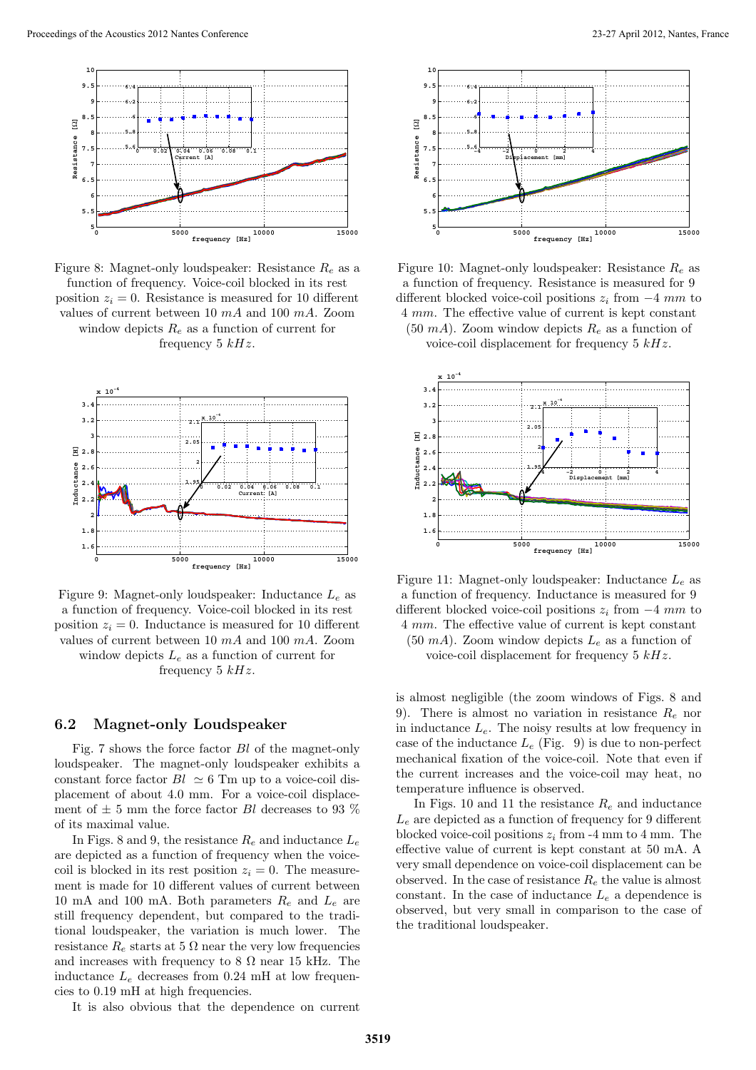Figure 8: Magnet-only loudspeaker: Resistance $R_e$ as a function of frequency. Voice-coil blocked in its rest position $z_i = 0$. Resistance is measured for 10 different values of current between 10 $mA$ and 100 $mA$. Zoom window depicts $R_e$ as a function of current for frequency 5 $kHz$.

Figure 9: Magnet-only loudspeaker: Inductance $L_e$ as a function of frequency. Voice-coil blocked in its rest position $z_i = 0$. Inductance is measured for 10 different values of current between 10 $mA$ and 100 $mA$. Zoom window depicts $L_e$ as a function of current for frequency 5 $kHz$.

Figure 10: Magnet-only loudspeaker: Resistance $R_e$ as a function of frequency. Resistance is measured for 9 different blocked voice-coil positions $z_i$ from $-4$ $mm$ to 4 $mm$. The effective value of current is kept constant (50 $mA$). Zoom window depicts $R_e$ as a function of voice-coil displacement for frequency 5 $kHz$.

Figure 11: Magnet-only loudspeaker: Inductance $L_e$ as a function of frequency. Inductance is measured for 9 different blocked voice-coil positions $z_i$ from $-4$ $mm$ to 4 $mm$. The effective value of current is kept constant (50 $mA$). Zoom window depicts $L_e$ as a function of voice-coil displacement for frequency 5 $kHz$.

## 6.2 Magnet-only Loudspeaker

Fig. 7 shows the force factor $Bl$ of the magnet-only loudspeaker. The magnet-only loudspeaker exhibits a constant force factor $Bl \simeq 6$ Tm up to a voice-coil displacement of about 4.0 mm. For a voice-coil displacement of $\pm$ 5 mm the force factor $Bl$ decreases to 93 % of its maximal value.

In Figs. 8 and 9, the resistance $R_e$ and inductance $L_e$ are depicted as a function of frequency when the voice-coil is blocked in its rest position $z_i = 0$. The measurement is made for 10 different values of current between 10 mA and 100 mA. Both parameters $R_e$ and $L_e$ are still frequency dependent, but compared to the traditional loudspeaker, the variation is much lower. The resistance $R_e$ starts at 5 $\Omega$ near the very low frequencies and increases with frequency to 8 $\Omega$ near 15 kHz. The inductance $L_e$ decreases from 0.24 mH at low frequencies to 0.19 mH at high frequencies.

It is also obvious that the dependence on current is almost negligible (the zoom windows of Figs. 8 and 9). There is almost no variation in resistance $R_e$ nor in inductance $L_e$. The noisy results at low frequency in case of the inductance $L_e$ (Fig. 9) is due to non-perfect mechanical fixation of the voice-coil. Note that even if the current increases and the voice-coil may heat, no temperature influence is observed.

In Figs. 10 and 11 the resistance $R_e$ and inductance $L_e$ are depicted as a function of frequency for 9 different blocked voice-coil positions $z_i$ from -4 mm to 4 mm. The effective value of current is kept constant at 50 mA. A very small dependence on voice-coil displacement can be observed. In the case of resistance $R_e$ the value is almost constant. In the case of inductance $L_e$ a dependence is observed, but very small in comparison to the case of the traditional loudspeaker.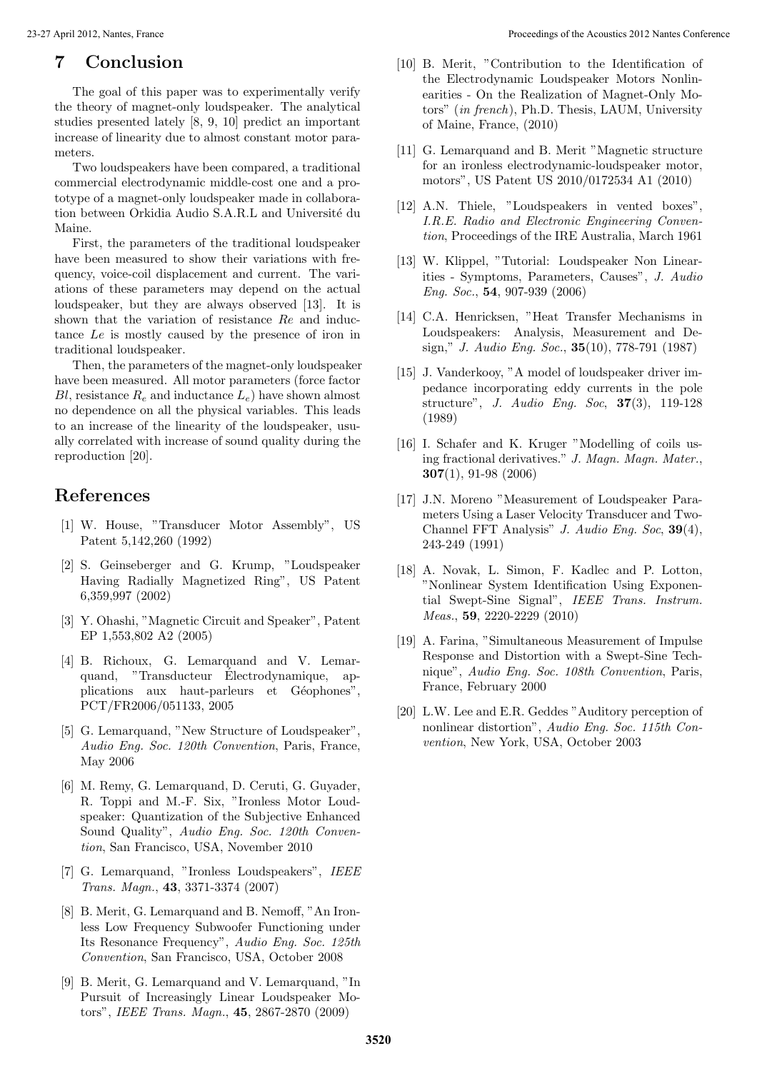# 7 Conclusion

The goal of this paper was to experimentally verify the theory of magnet-only loudspeaker. The analytical studies presented lately [8, 9, 10] predict an important increase of linearity due to almost constant motor parameters.

Two loudspeakers have been compared, a traditional commercial electrodynamic middle-cost one and a prototype of a magnet-only loudspeaker made in collaboration between Orkidia Audio S.A.R.L and Université du Maine.

First, the parameters of the traditional loudspeaker have been measured to show their variations with frequency, voice-coil displacement and current. The variations of these parameters may depend on the actual loudspeaker, but they are always observed [13]. It is shown that the variation of resistance $Re$ and inductance $Le$ is mostly caused by the presence of iron in traditional loudspeaker.

Then, the parameters of the magnet-only loudspeaker have been measured. All motor parameters (force factor $Bl$, resistance $R_e$ and inductance $L_e$) have shown almost no dependence on all the physical variables. This leads to an increase of the linearity of the loudspeaker, usually correlated with increase of sound quality during the reproduction [20].

# References

[1] W. House, "Transducer Motor Assembly", US Patent 5,142,260 (1992)

[2] S. Geinseberger and G. Krump, "Loudspeaker Having Radially Magnetized Ring", US Patent 6,359,997 (2002)

[3] Y. Ohashi, "Magnetic Circuit and Speaker", Patent EP 1,553,802 A2 (2005)

[4] B. Richoux, G. Lemarquand and V. Lemarquand, "Transducteur Électrodynamique, applications aux haut-parleurs et Géophones", PCT/FR2006/051133, 2005

[5] G. Lemarquand, "New Structure of Loudspeaker", *Audio Eng. Soc. 120th Convention*, Paris, France, May 2006

[6] M. Remy, G. Lemarquand, D. Ceruti, G. Guyader, R. Toppi and M.-F. Six, "Ironless Motor Loudspeaker: Quantization of the Subjective Enhanced Sound Quality", *Audio Eng. Soc. 120th Convention*, San Francisco, USA, November 2010

[7] G. Lemarquand, "Ironless Loudspeakers", *IEEE Trans. Magn.*, **43**, 3371-3374 (2007)

[8] B. Merit, G. Lemarquand and B. Nemoff, "An Ironless Low Frequency Subwoofer Functioning under Its Resonance Frequency", *Audio Eng. Soc. 125th Convention*, San Francisco, USA, October 2008

[9] B. Merit, G. Lemarquand and V. Lemarquand, "In Pursuit of Increasingly Linear Loudspeaker Motors", *IEEE Trans. Magn.*, **45**, 2867-2870 (2009)

[10] B. Merit, "Contribution to the Identification of the Electrodynamic Loudspeaker Motors Nonlinearities - On the Realization of Magnet-Only Motors" (*in french*), Ph.D. Thesis, LAUM, University of Maine, France, (2010)

[11] G. Lemarquand and B. Merit "Magnetic structure for an ironless electrodynamic-loudspeaker motor, motors", US Patent US 2010/0172534 A1 (2010)

[12] A.N. Thiele, "Loudspeakers in vented boxes", *I.R.E. Radio and Electronic Engineering Convention*, Proceedings of the IRE Australia, March 1961

[13] W. Klippel, "Tutorial: Loudspeaker Non Linearities - Symptoms, Parameters, Causes", *J. Audio Eng. Soc.*, **54**, 907-939 (2006)

[14] C.A. Henricksen, "Heat Transfer Mechanisms in Loudspeakers: Analysis, Measurement and Design," *J. Audio Eng. Soc.*, **35**(10), 778-791 (1987)

[15] J. Vanderkooy, "A model of loudspeaker driver impedance incorporating eddy currents in the pole structure", *J. Audio Eng. Soc*, **37**(3), 119-128 (1989)

[16] I. Schafer and K. Kruger "Modelling of coils using fractional derivatives." *J. Magn. Magn. Mater.*, **307**(1), 91-98 (2006)

[17] J.N. Moreno "Measurement of Loudspeaker Parameters Using a Laser Velocity Transducer and Two-Channel FFT Analysis" *J. Audio Eng. Soc*, **39**(4), 243-249 (1991)

[18] A. Novak, L. Simon, F. Kadlec and P. Lotton, "Nonlinear System Identification Using Exponential Swept-Sine Signal", *IEEE Trans. Instrum. Meas.*, **59**, 2220-2229 (2010)

[19] A. Farina, "Simultaneous Measurement of Impulse Response and Distortion with a Swept-Sine Technique", *Audio Eng. Soc. 108th Convention*, Paris, France, February 2000

[20] L.W. Lee and E.R. Geddes "Auditory perception of nonlinear distortion", *Audio Eng. Soc. 115th Convention*, New York, USA, October 2003